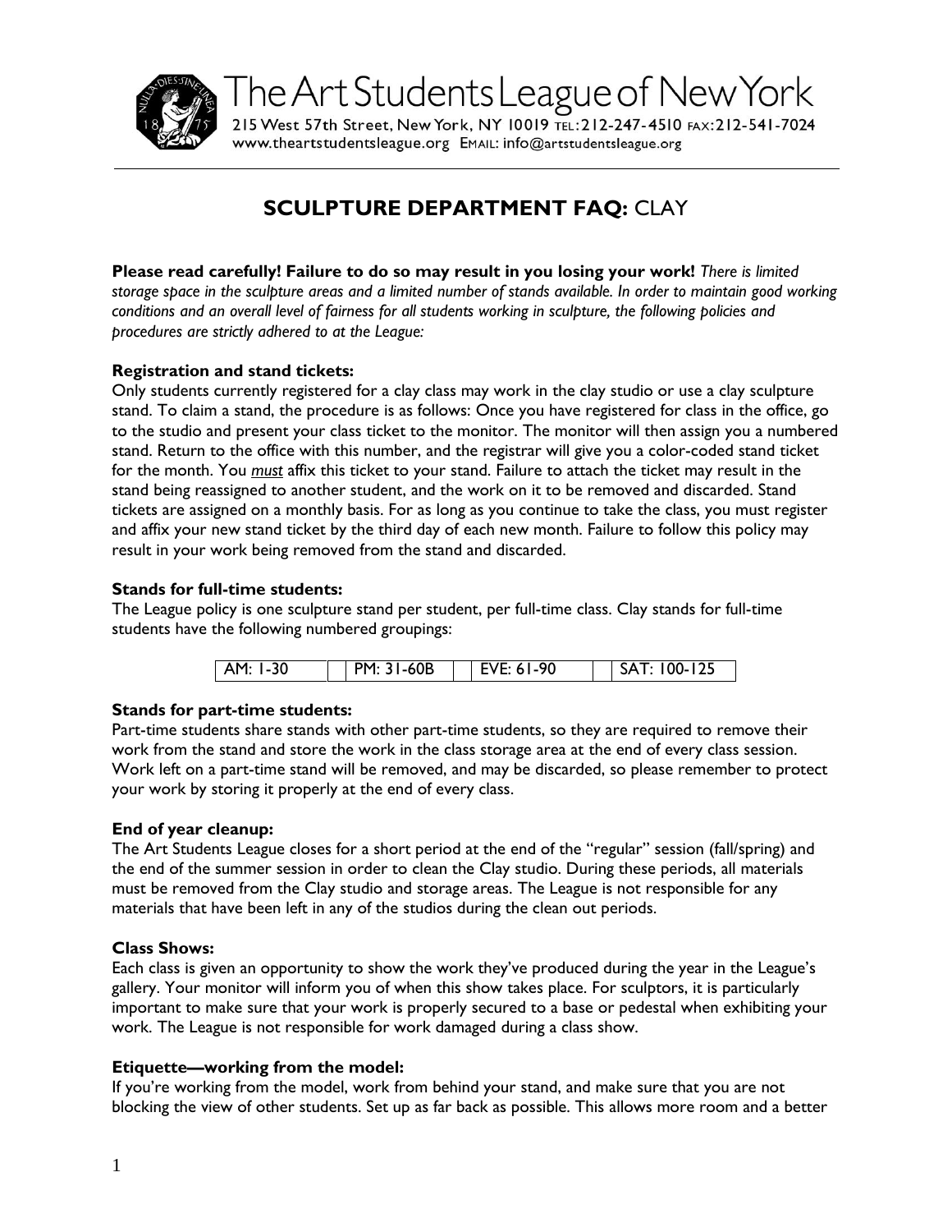The Art Students League of New York

215 West 57th Street, New York, NY 10019 TEL: 212-247-4510 FAX: 212-541-7024
www.theartstudentsleague.org EMAIL: info@artstudentsleague.org

# SCULPTURE DEPARTMENT FAQ: CLAY

**Please read carefully! Failure to do so may result in you losing your work!** *There is limited storage space in the sculpture areas and a limited number of stands available. In order to maintain good working conditions and an overall level of fairness for all students working in sculpture, the following policies and procedures are strictly adhered to at the League:*

**Registration and stand tickets:**
Only students currently registered for a clay class may work in the clay studio or use a clay sculpture stand. To claim a stand, the procedure is as follows: Once you have registered for class in the office, go to the studio and present your class ticket to the monitor. The monitor will then assign you a numbered stand. Return to the office with this number, and the registrar will give you a color-coded stand ticket for the month. You *must* affix this ticket to your stand. Failure to attach the ticket may result in the stand being reassigned to another student, and the work on it to be removed and discarded. Stand tickets are assigned on a monthly basis. For as long as you continue to take the class, you must register and affix your new stand ticket by the third day of each new month. Failure to follow this policy may result in your work being removed from the stand and discarded.

**Stands for full-time students:**
The League policy is one sculpture stand per student, per full-time class. Clay stands for full-time students have the following numbered groupings:

| AM: 1-30 | PM: 31-60B | EVE: 61-90 | SAT: 100-125 |
|---|---|---|---|

**Stands for part-time students:**
Part-time students share stands with other part-time students, so they are required to remove their work from the stand and store the work in the class storage area at the end of every class session. Work left on a part-time stand will be removed, and may be discarded, so please remember to protect your work by storing it properly at the end of every class.

**End of year cleanup:**
The Art Students League closes for a short period at the end of the "regular" session (fall/spring) and the end of the summer session in order to clean the Clay studio. During these periods, all materials must be removed from the Clay studio and storage areas. The League is not responsible for any materials that have been left in any of the studios during the clean out periods.

**Class Shows:**
Each class is given an opportunity to show the work they've produced during the year in the League's gallery. Your monitor will inform you of when this show takes place. For sculptors, it is particularly important to make sure that your work is properly secured to a base or pedestal when exhibiting your work. The League is not responsible for work damaged during a class show.

**Etiquette—working from the model:**
If you're working from the model, work from behind your stand, and make sure that you are not blocking the view of other students. Set up as far back as possible. This allows more room and a better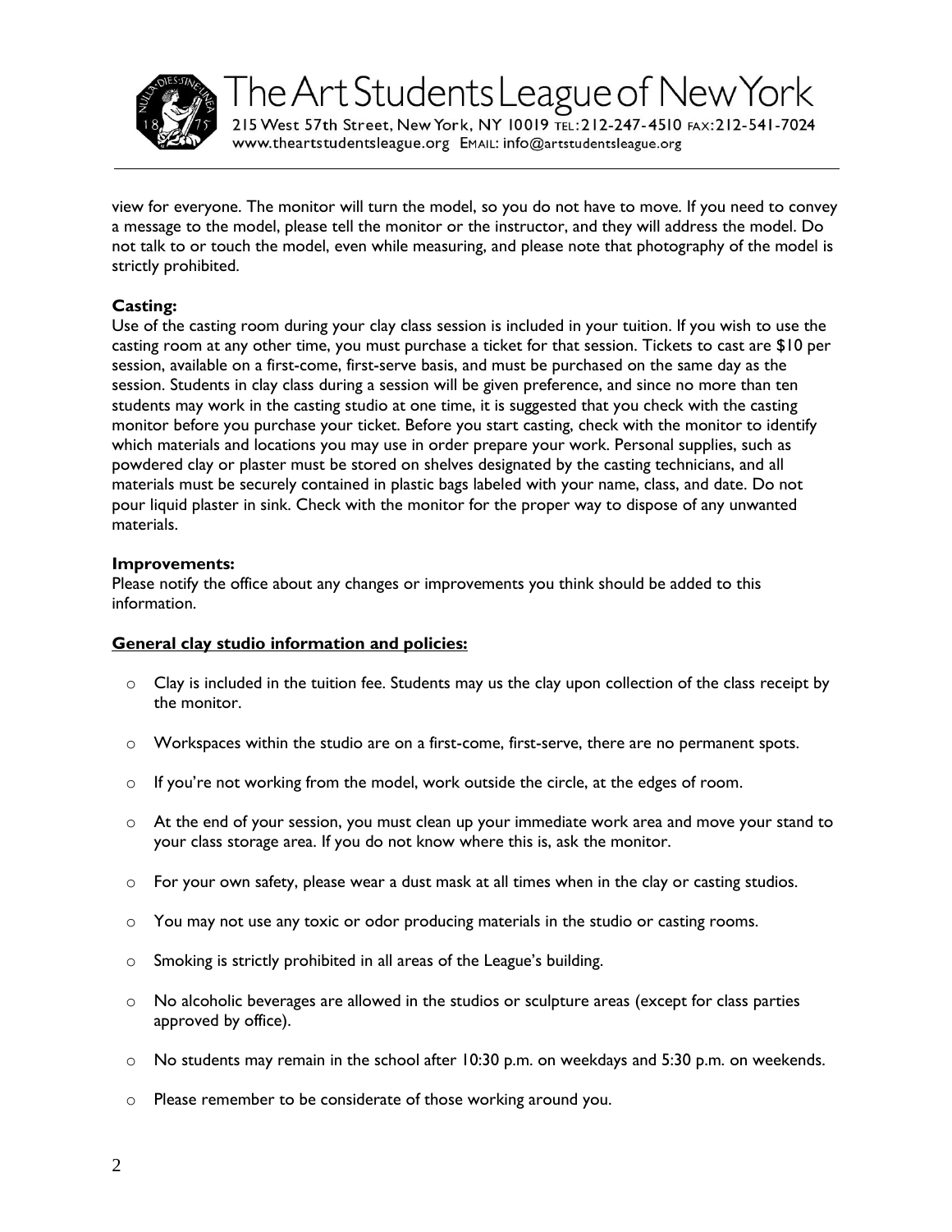view for everyone. The monitor will turn the model, so you do not have to move. If you need to convey a message to the model, please tell the monitor or the instructor, and they will address the model. Do not talk to or touch the model, even while measuring, and please note that photography of the model is strictly prohibited.

**Casting:**
Use of the casting room during your clay class session is included in your tuition. If you wish to use the casting room at any other time, you must purchase a ticket for that session. Tickets to cast are $10 per session, available on a first-come, first-serve basis, and must be purchased on the same day as the session. Students in clay class during a session will be given preference, and since no more than ten students may work in the casting studio at one time, it is suggested that you check with the casting monitor before you purchase your ticket. Before you start casting, check with the monitor to identify which materials and locations you may use in order prepare your work. Personal supplies, such as powdered clay or plaster must be stored on shelves designated by the casting technicians, and all materials must be securely contained in plastic bags labeled with your name, class, and date. Do not pour liquid plaster in sink. Check with the monitor for the proper way to dispose of any unwanted materials.

**Improvements:**
Please notify the office about any changes or improvements you think should be added to this information.

**General clay studio information and policies:**

- Clay is included in the tuition fee. Students may us the clay upon collection of the class receipt by the monitor.
- Workspaces within the studio are on a first-come, first-serve, there are no permanent spots.
- If you're not working from the model, work outside the circle, at the edges of room.
- At the end of your session, you must clean up your immediate work area and move your stand to your class storage area. If you do not know where this is, ask the monitor.
- For your own safety, please wear a dust mask at all times when in the clay or casting studios.
- You may not use any toxic or odor producing materials in the studio or casting rooms.
- Smoking is strictly prohibited in all areas of the League's building.
- No alcoholic beverages are allowed in the studios or sculpture areas (except for class parties approved by office).
- No students may remain in the school after 10:30 p.m. on weekdays and 5:30 p.m. on weekends.
- Please remember to be considerate of those working around you.